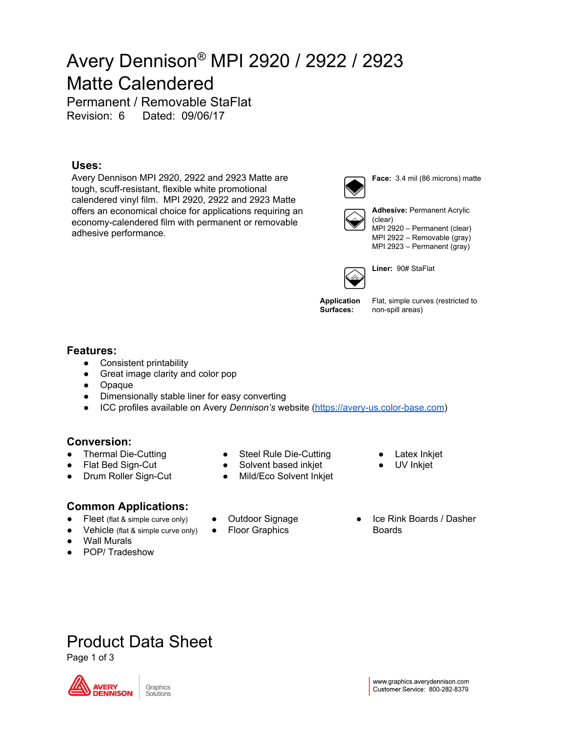# Avery Dennison® MPI 2920 / 2922 / 2923 Matte Calendered

Permanent / Removable StaFlat

Revision: 6    Dated: 09/06/17

## Uses:

Avery Dennison MPI 2920, 2922 and 2923 Matte are tough, scuff-resistant, flexible white promotional calendered vinyl film. MPI 2920, 2922 and 2923 Matte offers an economical choice for applications requiring an economy-calendered film with permanent or removable adhesive performance.

**Face:** 3.4 mil (86 microns) matte

**Adhesive:** Permanent Acrylic (clear)
MPI 2920 – Permanent (clear)
MPI 2922 – Removable (gray)
MPI 2923 – Permanent (gray)

**Liner:** 90# StaFlat

**Application Surfaces:** Flat, simple curves (restricted to non-spill areas)

## Features:

- Consistent printability
- Great image clarity and color pop
- Opaque
- Dimensionally stable liner for easy converting
- ICC profiles available on Avery *Dennison's* website (https://avery-us.color-base.com)

## Conversion:

- Thermal Die-Cutting
- Flat Bed Sign-Cut
- Drum Roller Sign-Cut
- Steel Rule Die-Cutting
- Solvent based inkjet
- Mild/Eco Solvent Inkjet
- Latex Inkjet
- UV Inkjet

## Common Applications:

- Fleet (flat & simple curve only)
- Vehicle (flat & simple curve only)
- Wall Murals
- POP/ Tradeshow
- Outdoor Signage
- Floor Graphics
- Ice Rink Boards / Dasher Boards

# Product Data Sheet

www.graphics.averydennison.com
Customer Service: 800-282-8379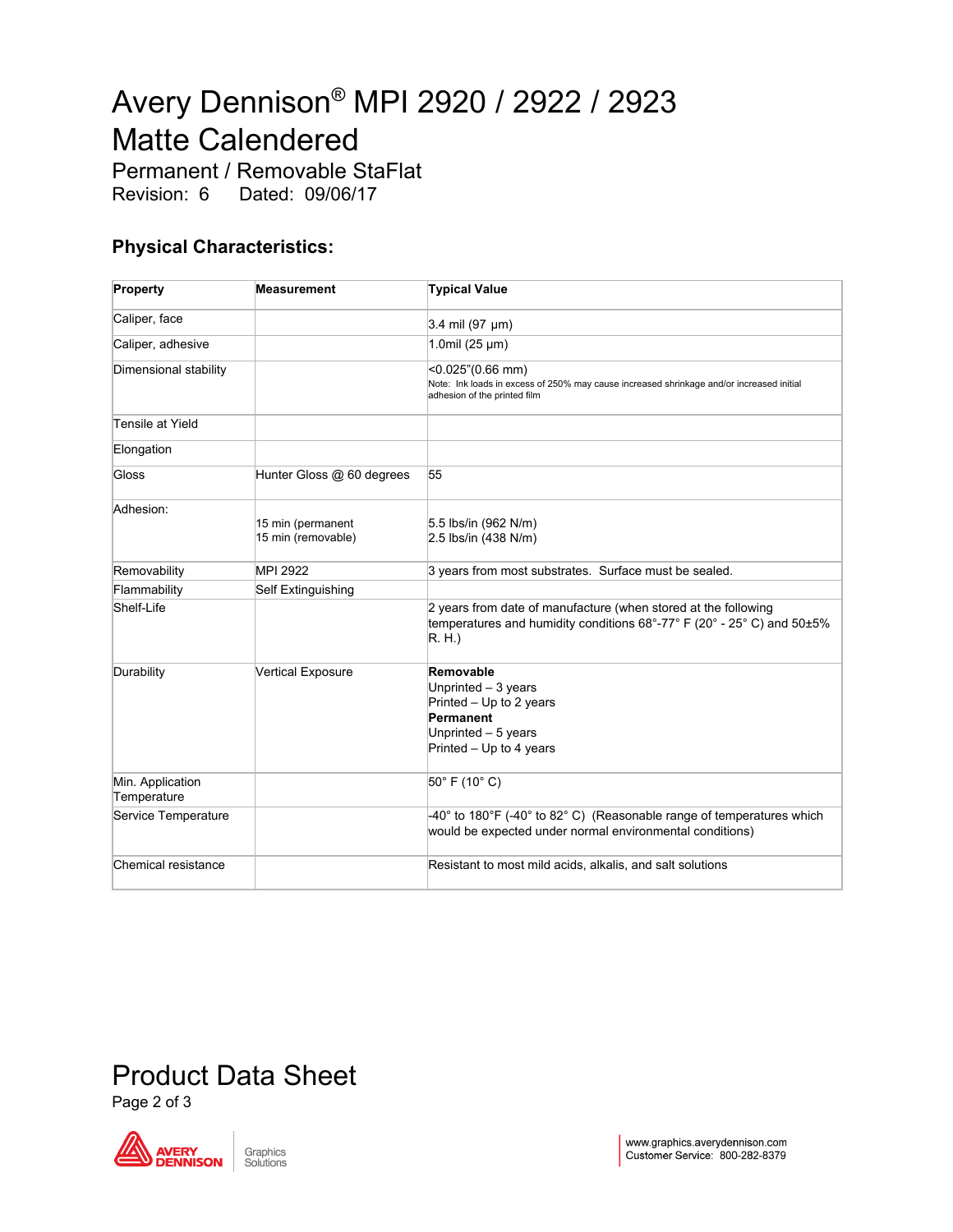# Avery Dennison® MPI 2920 / 2922 / 2923 Matte Calendered

Permanent / Removable StaFlat
Revision: 6 Dated: 09/06/17

## Physical Characteristics:

| Property | Measurement | Typical Value |
|---|---|---|
| Caliper, face | | 3.4 mil (97 µm) |
| Caliper, adhesive | | 1.0mil (25 µm) |
| Dimensional stability | | <0.025"(0.66 mm)<br>Note: Ink loads in excess of 250% may cause increased shrinkage and/or increased initial adhesion of the printed film |
| Tensile at Yield | | |
| Elongation | | |
| Gloss | Hunter Gloss @ 60 degrees | 55 |
| Adhesion: | 15 min (permanent<br>15 min (removable) | 5.5 lbs/in (962 N/m)<br>2.5 lbs/in (438 N/m) |
| Removability | MPI 2922 | 3 years from most substrates. Surface must be sealed. |
| Flammability | Self Extinguishing | |
| Shelf-Life | | 2 years from date of manufacture (when stored at the following temperatures and humidity conditions 68°-77° F (20° - 25° C) and 50±5% R. H.) |
| Durability | Vertical Exposure | **Removable**<br>Unprinted – 3 years<br>Printed – Up to 2 years<br>**Permanent**<br>Unprinted – 5 years<br>Printed – Up to 4 years |
| Min. Application Temperature | | 50° F (10° C) |
| Service Temperature | | -40° to 180°F (-40° to 82° C) (Reasonable range of temperatures which would be expected under normal environmental conditions) |
| Chemical resistance | | Resistant to most mild acids, alkalis, and salt solutions |

Product Data Sheet

www.graphics.averydennison.com
Customer Service: 800-282-8379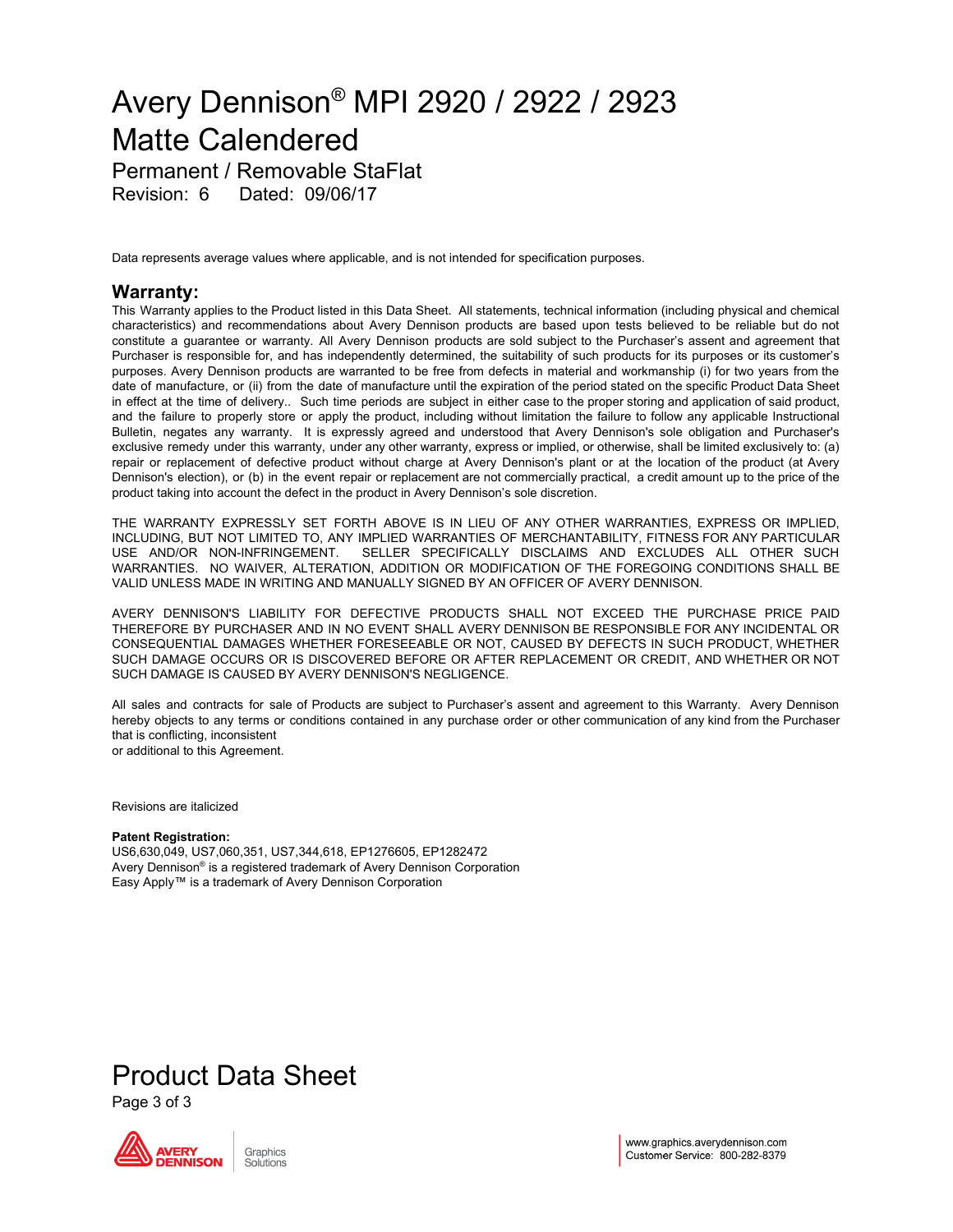# Avery Dennison® MPI 2920 / 2922 / 2923 Matte Calendered

Permanent / Removable StaFlat
Revision: 6 Dated: 09/06/17

Data represents average values where applicable, and is not intended for specification purposes.

## Warranty:

This Warranty applies to the Product listed in this Data Sheet. All statements, technical information (including physical and chemical characteristics) and recommendations about Avery Dennison products are based upon tests believed to be reliable but do not constitute a guarantee or warranty. All Avery Dennison products are sold subject to the Purchaser's assent and agreement that Purchaser is responsible for, and has independently determined, the suitability of such products for its purposes or its customer's purposes. Avery Dennison products are warranted to be free from defects in material and workmanship (i) for two years from the date of manufacture, or (ii) from the date of manufacture until the expiration of the period stated on the specific Product Data Sheet in effect at the time of delivery.. Such time periods are subject in either case to the proper storing and application of said product, and the failure to properly store or apply the product, including without limitation the failure to follow any applicable Instructional Bulletin, negates any warranty. It is expressly agreed and understood that Avery Dennison's sole obligation and Purchaser's exclusive remedy under this warranty, under any other warranty, express or implied, or otherwise, shall be limited exclusively to: (a) repair or replacement of defective product without charge at Avery Dennison's plant or at the location of the product (at Avery Dennison's election), or (b) in the event repair or replacement are not commercially practical, a credit amount up to the price of the product taking into account the defect in the product in Avery Dennison's sole discretion.

THE WARRANTY EXPRESSLY SET FORTH ABOVE IS IN LIEU OF ANY OTHER WARRANTIES, EXPRESS OR IMPLIED, INCLUDING, BUT NOT LIMITED TO, ANY IMPLIED WARRANTIES OF MERCHANTABILITY, FITNESS FOR ANY PARTICULAR USE AND/OR NON-INFRINGEMENT. SELLER SPECIFICALLY DISCLAIMS AND EXCLUDES ALL OTHER SUCH WARRANTIES. NO WAIVER, ALTERATION, ADDITION OR MODIFICATION OF THE FOREGOING CONDITIONS SHALL BE VALID UNLESS MADE IN WRITING AND MANUALLY SIGNED BY AN OFFICER OF AVERY DENNISON.

AVERY DENNISON'S LIABILITY FOR DEFECTIVE PRODUCTS SHALL NOT EXCEED THE PURCHASE PRICE PAID THEREFORE BY PURCHASER AND IN NO EVENT SHALL AVERY DENNISON BE RESPONSIBLE FOR ANY INCIDENTAL OR CONSEQUENTIAL DAMAGES WHETHER FORESEEABLE OR NOT, CAUSED BY DEFECTS IN SUCH PRODUCT, WHETHER SUCH DAMAGE OCCURS OR IS DISCOVERED BEFORE OR AFTER REPLACEMENT OR CREDIT, AND WHETHER OR NOT SUCH DAMAGE IS CAUSED BY AVERY DENNISON'S NEGLIGENCE.

All sales and contracts for sale of Products are subject to Purchaser's assent and agreement to this Warranty. Avery Dennison hereby objects to any terms or conditions contained in any purchase order or other communication of any kind from the Purchaser that is conflicting, inconsistent
or additional to this Agreement.

Revisions are italicized

**Patent Registration:**
US6,630,049, US7,060,351, US7,344,618, EP1276605, EP1282472
Avery Dennison® is a registered trademark of Avery Dennison Corporation
Easy Apply™ is a trademark of Avery Dennison Corporation

Product Data Sheet

Graphics Solutions

www.graphics.averydennison.com
Customer Service: 800-282-8379